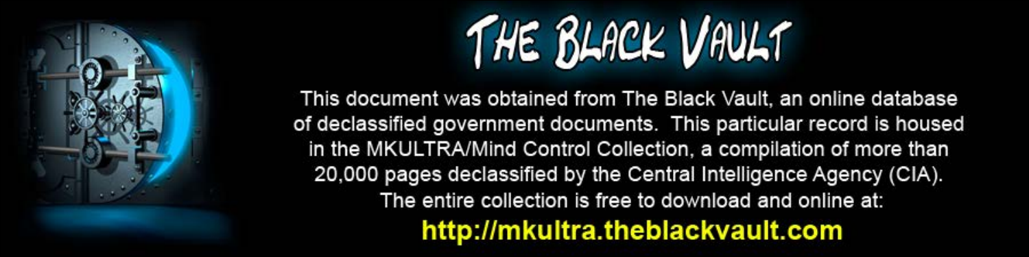# THE BLACK VAULT

This document was obtained from The Black Vault, an online database of declassified government documents. This particular record is housed in the MKULTRA/Mind Control Collection, a compilation of more than 20,000 pages declassified by the Central Intelligence Agency (CIA). The entire collection is free to download and online at:

**http://mkultra.theblackvault.com**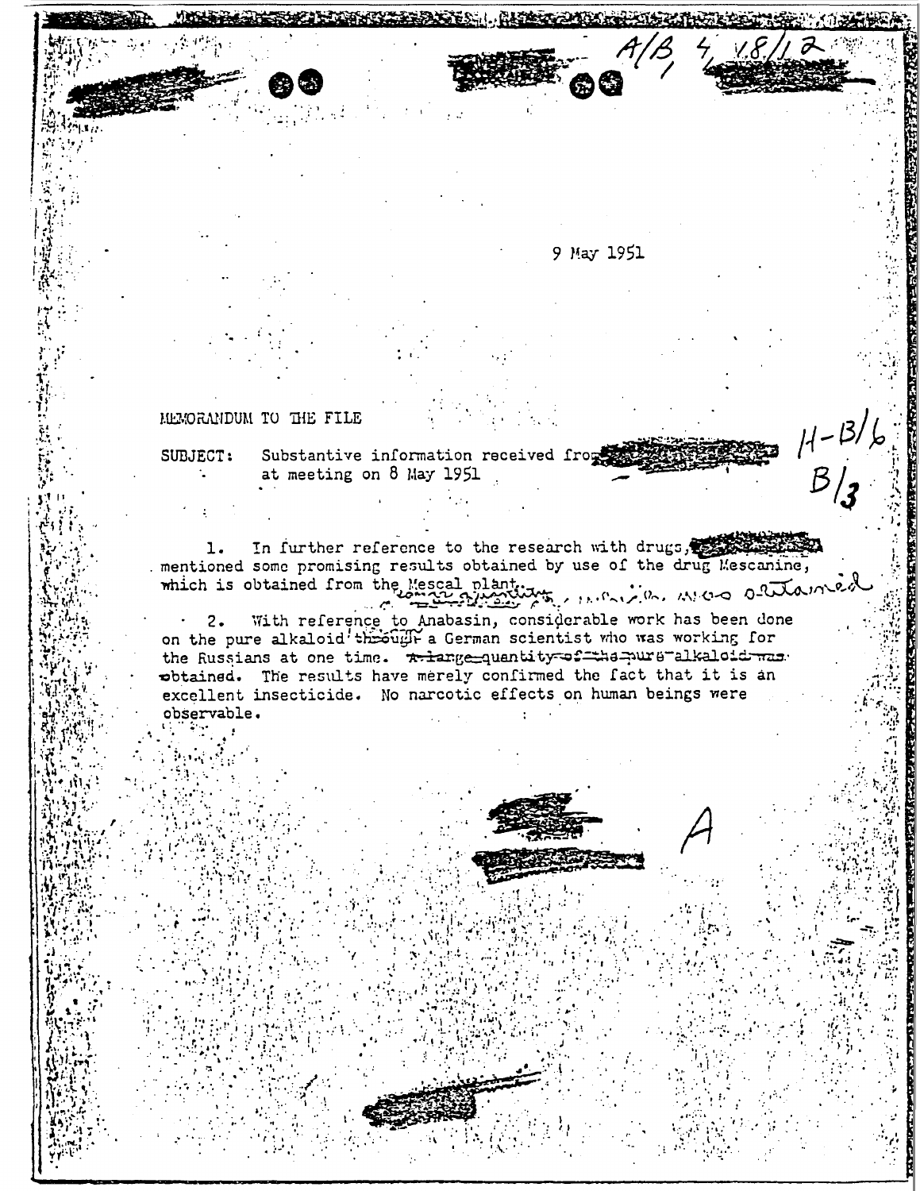A/B, 4, 18/12

9 May 1951

MEMORANDUM TO THE FILE

SUBJECT: Substantive information received from at meeting on 8 May 1951

H-B/6
B/3

1. In further reference to the research with drugs, mentioned some promising results obtained by use of the drug Mescanine, which is obtained from the Mescal plant. ~~some quantity of~~ ... was obtained

2. With reference to Anabasin, considerable work has been done on the pure alkaloid through a German scientist who was working for the Russians at one time. ~~A large quantity of the pure alkaloid was obtained.~~ The results have merely confirmed the fact that it is an excellent insecticide. No narcotic effects on human beings were observable.

A